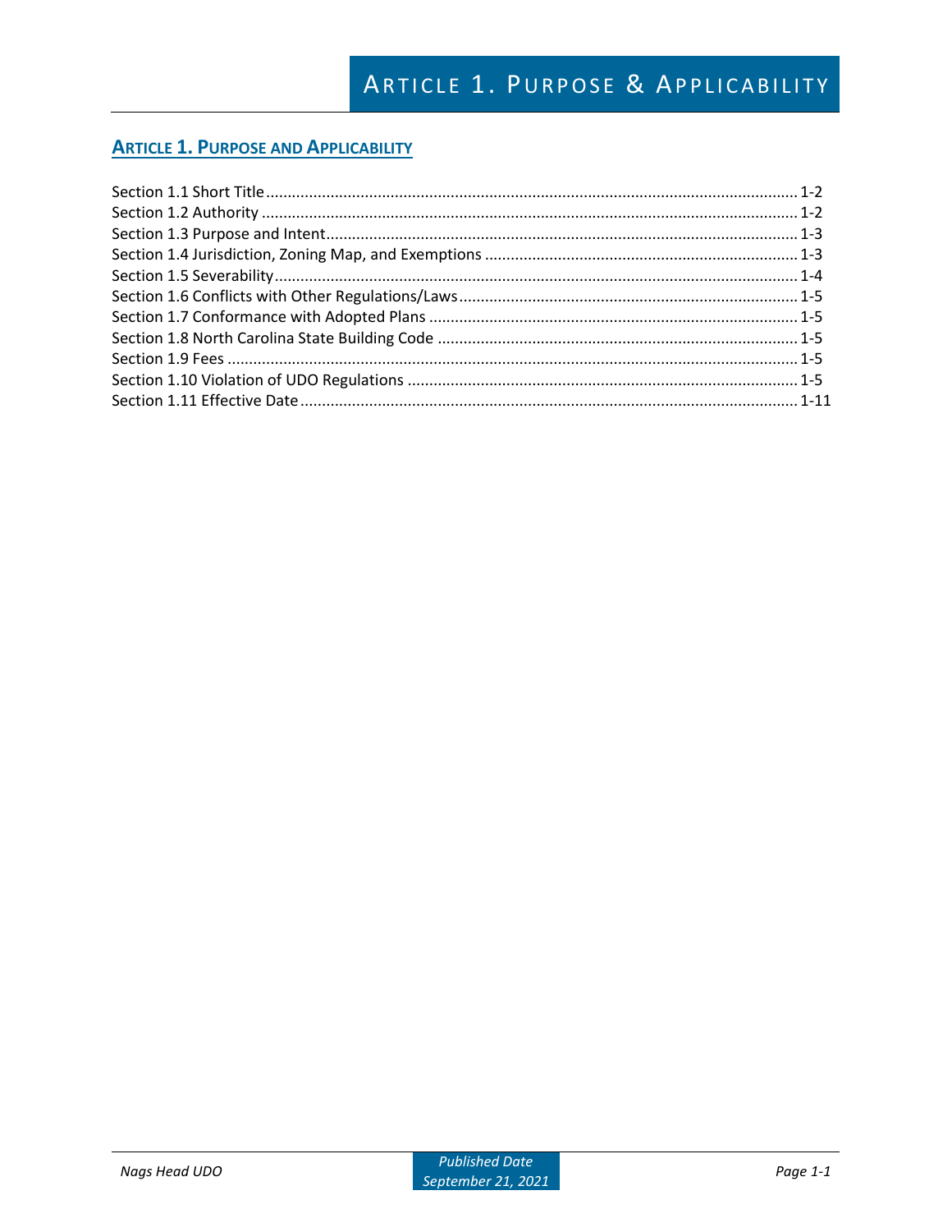# Article 1. Purpose and Applicability

Section 1.1 Short Title ........................................................................................................................ 1-2
Section 1.2 Authority ........................................................................................................................... 1-2
Section 1.3 Purpose and Intent............................................................................................................ 1-3
Section 1.4 Jurisdiction, Zoning Map, and Exemptions ........................................................................ 1-3
Section 1.5 Severability........................................................................................................................ 1-4
Section 1.6 Conflicts with Other Regulations/Laws.............................................................................. 1-5
Section 1.7 Conformance with Adopted Plans ..................................................................................... 1-5
Section 1.8 North Carolina State Building Code ................................................................................... 1-5
Section 1.9 Fees ................................................................................................................................... 1-5
Section 1.10 Violation of UDO Regulations .......................................................................................... 1-5
Section 1.11 Effective Date .................................................................................................................. 1-11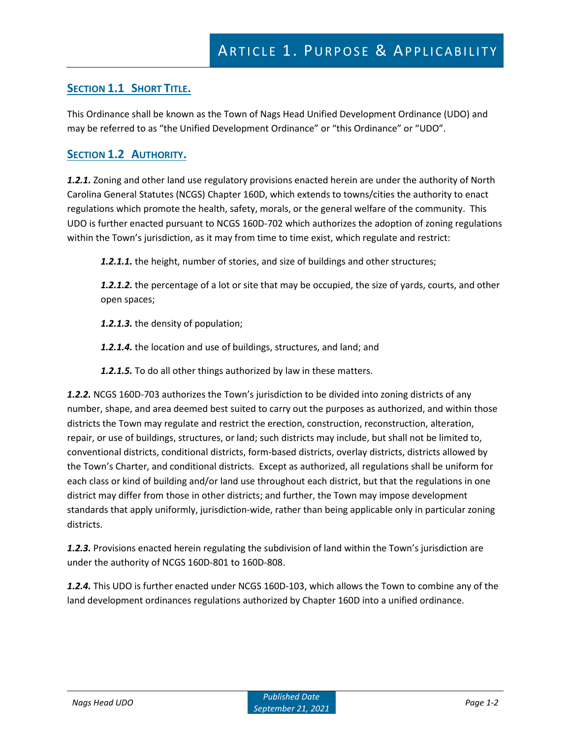# Article 1. Purpose & Applicability

## Section 1.1 Short Title.

This Ordinance shall be known as the Town of Nags Head Unified Development Ordinance (UDO) and may be referred to as "the Unified Development Ordinance" or "this Ordinance" or "UDO".

## Section 1.2 Authority.

***1.2.1.*** Zoning and other land use regulatory provisions enacted herein are under the authority of North Carolina General Statutes (NCGS) Chapter 160D, which extends to towns/cities the authority to enact regulations which promote the health, safety, morals, or the general welfare of the community. This UDO is further enacted pursuant to NCGS 160D-702 which authorizes the adoption of zoning regulations within the Town's jurisdiction, as it may from time to time exist, which regulate and restrict:

> ***1.2.1.1.*** the height, number of stories, and size of buildings and other structures;
>
> ***1.2.1.2.*** the percentage of a lot or site that may be occupied, the size of yards, courts, and other open spaces;
>
> ***1.2.1.3.*** the density of population;
>
> ***1.2.1.4.*** the location and use of buildings, structures, and land; and
>
> ***1.2.1.5.*** To do all other things authorized by law in these matters.

***1.2.2.*** NCGS 160D-703 authorizes the Town's jurisdiction to be divided into zoning districts of any number, shape, and area deemed best suited to carry out the purposes as authorized, and within those districts the Town may regulate and restrict the erection, construction, reconstruction, alteration, repair, or use of buildings, structures, or land; such districts may include, but shall not be limited to, conventional districts, conditional districts, form-based districts, overlay districts, districts allowed by the Town's Charter, and conditional districts. Except as authorized, all regulations shall be uniform for each class or kind of building and/or land use throughout each district, but that the regulations in one district may differ from those in other districts; and further, the Town may impose development standards that apply uniformly, jurisdiction-wide, rather than being applicable only in particular zoning districts.

***1.2.3.*** Provisions enacted herein regulating the subdivision of land within the Town's jurisdiction are under the authority of NCGS 160D-801 to 160D-808.

***1.2.4.*** This UDO is further enacted under NCGS 160D-103, which allows the Town to combine any of the land development ordinances regulations authorized by Chapter 160D into a unified ordinance.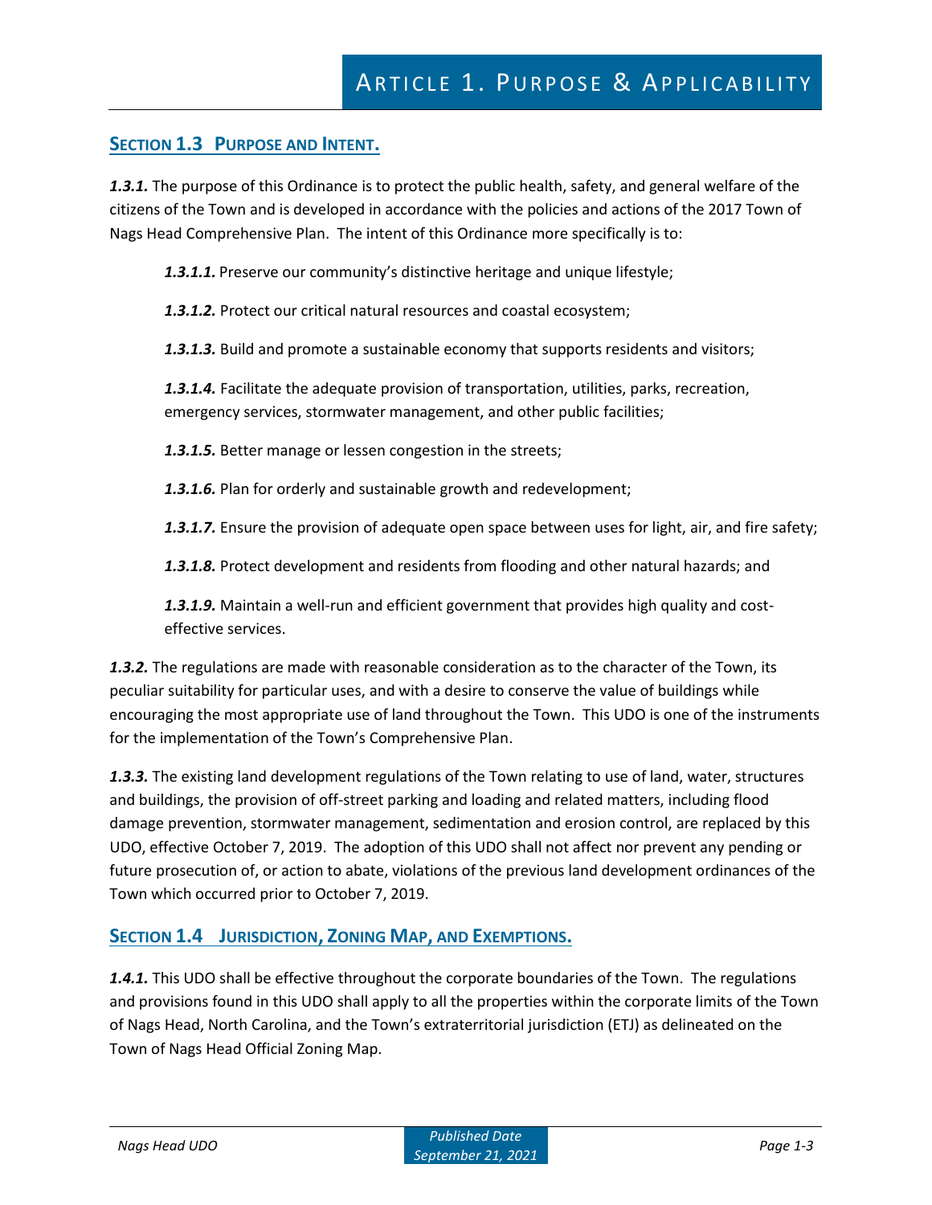## Section 1.3 Purpose and Intent.

***1.3.1.*** The purpose of this Ordinance is to protect the public health, safety, and general welfare of the citizens of the Town and is developed in accordance with the policies and actions of the 2017 Town of Nags Head Comprehensive Plan. The intent of this Ordinance more specifically is to:

***1.3.1.1.*** Preserve our community's distinctive heritage and unique lifestyle;

***1.3.1.2.*** Protect our critical natural resources and coastal ecosystem;

***1.3.1.3.*** Build and promote a sustainable economy that supports residents and visitors;

***1.3.1.4.*** Facilitate the adequate provision of transportation, utilities, parks, recreation, emergency services, stormwater management, and other public facilities;

***1.3.1.5.*** Better manage or lessen congestion in the streets;

***1.3.1.6.*** Plan for orderly and sustainable growth and redevelopment;

***1.3.1.7.*** Ensure the provision of adequate open space between uses for light, air, and fire safety;

***1.3.1.8.*** Protect development and residents from flooding and other natural hazards; and

***1.3.1.9.*** Maintain a well-run and efficient government that provides high quality and cost-effective services.

***1.3.2.*** The regulations are made with reasonable consideration as to the character of the Town, its peculiar suitability for particular uses, and with a desire to conserve the value of buildings while encouraging the most appropriate use of land throughout the Town. This UDO is one of the instruments for the implementation of the Town's Comprehensive Plan.

***1.3.3.*** The existing land development regulations of the Town relating to use of land, water, structures and buildings, the provision of off-street parking and loading and related matters, including flood damage prevention, stormwater management, sedimentation and erosion control, are replaced by this UDO, effective October 7, 2019. The adoption of this UDO shall not affect nor prevent any pending or future prosecution of, or action to abate, violations of the previous land development ordinances of the Town which occurred prior to October 7, 2019.

## Section 1.4 Jurisdiction, Zoning Map, and Exemptions.

***1.4.1.*** This UDO shall be effective throughout the corporate boundaries of the Town. The regulations and provisions found in this UDO shall apply to all the properties within the corporate limits of the Town of Nags Head, North Carolina, and the Town's extraterritorial jurisdiction (ETJ) as delineated on the Town of Nags Head Official Zoning Map.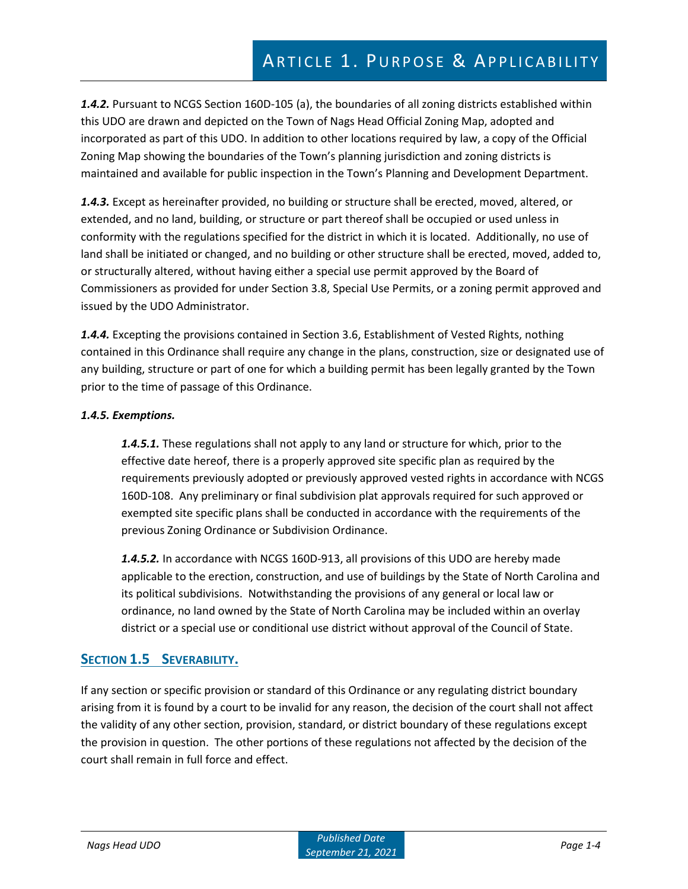***1.4.2.*** Pursuant to NCGS Section 160D-105 (a), the boundaries of all zoning districts established within this UDO are drawn and depicted on the Town of Nags Head Official Zoning Map, adopted and incorporated as part of this UDO. In addition to other locations required by law, a copy of the Official Zoning Map showing the boundaries of the Town's planning jurisdiction and zoning districts is maintained and available for public inspection in the Town's Planning and Development Department.

***1.4.3.*** Except as hereinafter provided, no building or structure shall be erected, moved, altered, or extended, and no land, building, or structure or part thereof shall be occupied or used unless in conformity with the regulations specified for the district in which it is located. Additionally, no use of land shall be initiated or changed, and no building or other structure shall be erected, moved, added to, or structurally altered, without having either a special use permit approved by the Board of Commissioners as provided for under Section 3.8, Special Use Permits, or a zoning permit approved and issued by the UDO Administrator.

***1.4.4.*** Excepting the provisions contained in Section 3.6, Establishment of Vested Rights, nothing contained in this Ordinance shall require any change in the plans, construction, size or designated use of any building, structure or part of one for which a building permit has been legally granted by the Town prior to the time of passage of this Ordinance.

***1.4.5. Exemptions.***

> ***1.4.5.1.*** These regulations shall not apply to any land or structure for which, prior to the effective date hereof, there is a properly approved site specific plan as required by the requirements previously adopted or previously approved vested rights in accordance with NCGS 160D-108. Any preliminary or final subdivision plat approvals required for such approved or exempted site specific plans shall be conducted in accordance with the requirements of the previous Zoning Ordinance or Subdivision Ordinance.
>
> ***1.4.5.2.*** In accordance with NCGS 160D-913, all provisions of this UDO are hereby made applicable to the erection, construction, and use of buildings by the State of North Carolina and its political subdivisions. Notwithstanding the provisions of any general or local law or ordinance, no land owned by the State of North Carolina may be included within an overlay district or a special use or conditional use district without approval of the Council of State.

## SECTION 1.5 SEVERABILITY.

If any section or specific provision or standard of this Ordinance or any regulating district boundary arising from it is found by a court to be invalid for any reason, the decision of the court shall not affect the validity of any other section, provision, standard, or district boundary of these regulations except the provision in question. The other portions of these regulations not affected by the decision of the court shall remain in full force and effect.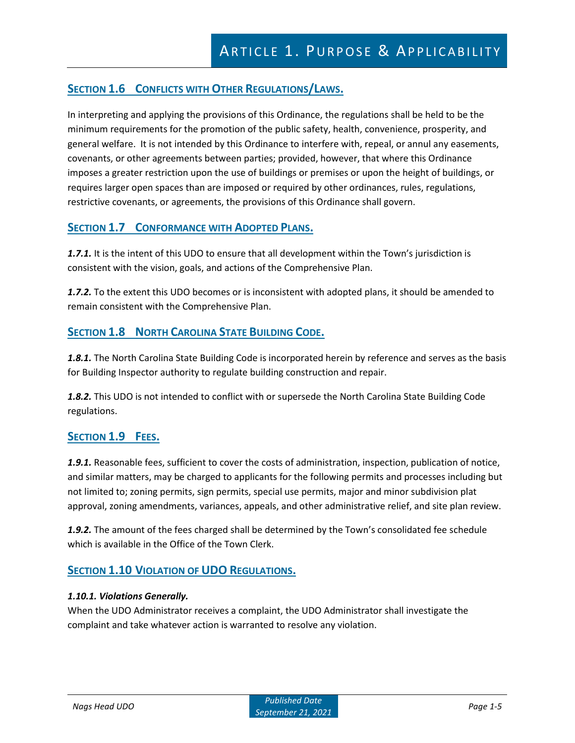## Section 1.6 Conflicts with Other Regulations/Laws.

In interpreting and applying the provisions of this Ordinance, the regulations shall be held to be the minimum requirements for the promotion of the public safety, health, convenience, prosperity, and general welfare. It is not intended by this Ordinance to interfere with, repeal, or annul any easements, covenants, or other agreements between parties; provided, however, that where this Ordinance imposes a greater restriction upon the use of buildings or premises or upon the height of buildings, or requires larger open spaces than are imposed or required by other ordinances, rules, regulations, restrictive covenants, or agreements, the provisions of this Ordinance shall govern.

## Section 1.7 Conformance with Adopted Plans.

***1.7.1.*** It is the intent of this UDO to ensure that all development within the Town's jurisdiction is consistent with the vision, goals, and actions of the Comprehensive Plan.

***1.7.2.*** To the extent this UDO becomes or is inconsistent with adopted plans, it should be amended to remain consistent with the Comprehensive Plan.

## Section 1.8 North Carolina State Building Code.

***1.8.1.*** The North Carolina State Building Code is incorporated herein by reference and serves as the basis for Building Inspector authority to regulate building construction and repair.

***1.8.2.*** This UDO is not intended to conflict with or supersede the North Carolina State Building Code regulations.

## Section 1.9 Fees.

***1.9.1.*** Reasonable fees, sufficient to cover the costs of administration, inspection, publication of notice, and similar matters, may be charged to applicants for the following permits and processes including but not limited to; zoning permits, sign permits, special use permits, major and minor subdivision plat approval, zoning amendments, variances, appeals, and other administrative relief, and site plan review.

***1.9.2.*** The amount of the fees charged shall be determined by the Town's consolidated fee schedule which is available in the Office of the Town Clerk.

## Section 1.10 Violation of UDO Regulations.

***1.10.1. Violations Generally.***
When the UDO Administrator receives a complaint, the UDO Administrator shall investigate the complaint and take whatever action is warranted to resolve any violation.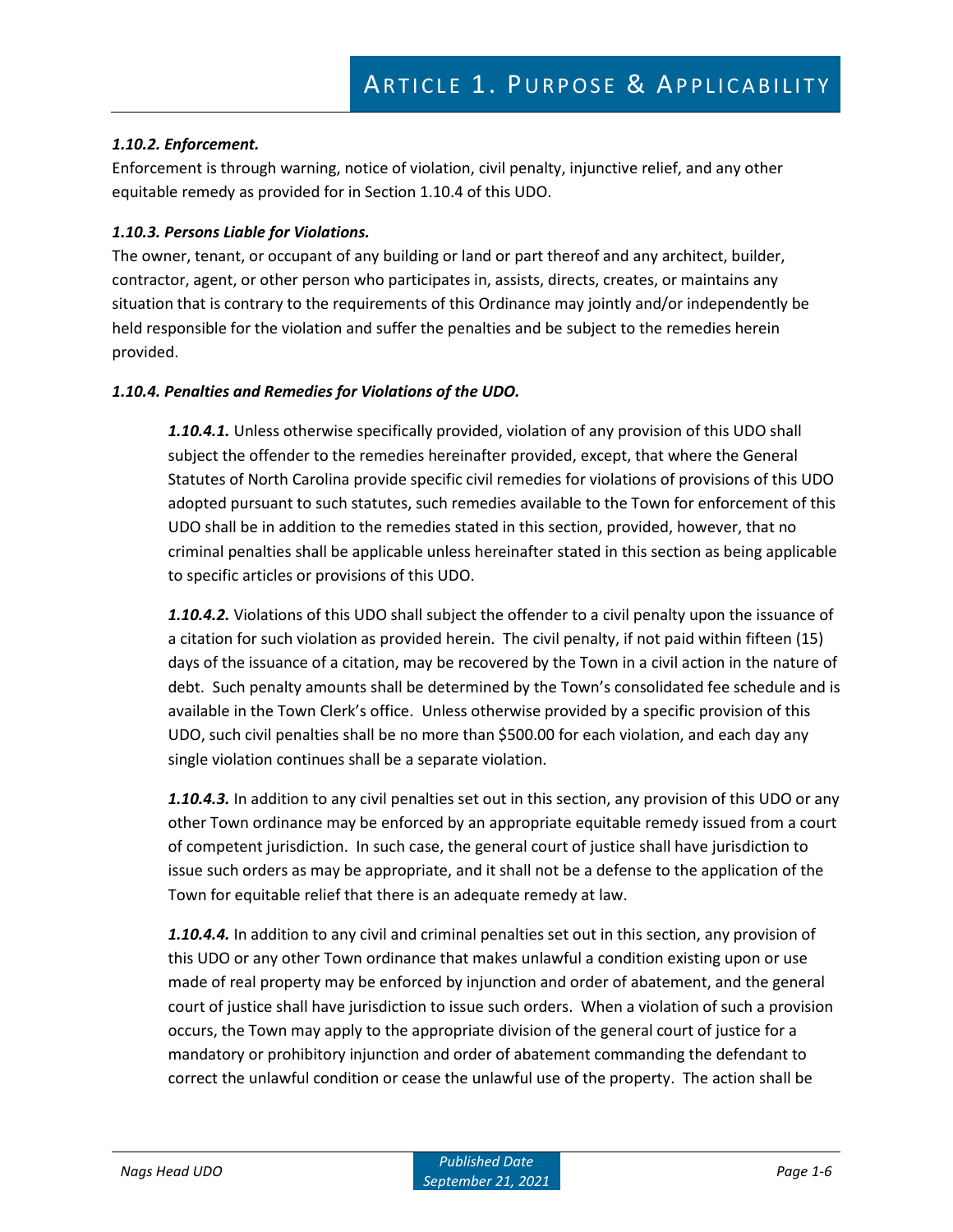### *1.10.2. Enforcement.*

Enforcement is through warning, notice of violation, civil penalty, injunctive relief, and any other equitable remedy as provided for in Section 1.10.4 of this UDO.

### *1.10.3. Persons Liable for Violations.*

The owner, tenant, or occupant of any building or land or part thereof and any architect, builder, contractor, agent, or other person who participates in, assists, directs, creates, or maintains any situation that is contrary to the requirements of this Ordinance may jointly and/or independently be held responsible for the violation and suffer the penalties and be subject to the remedies herein provided.

### *1.10.4. Penalties and Remedies for Violations of the UDO.*

***1.10.4.1.*** Unless otherwise specifically provided, violation of any provision of this UDO shall subject the offender to the remedies hereinafter provided, except, that where the General Statutes of North Carolina provide specific civil remedies for violations of provisions of this UDO adopted pursuant to such statutes, such remedies available to the Town for enforcement of this UDO shall be in addition to the remedies stated in this section, provided, however, that no criminal penalties shall be applicable unless hereinafter stated in this section as being applicable to specific articles or provisions of this UDO.

***1.10.4.2.*** Violations of this UDO shall subject the offender to a civil penalty upon the issuance of a citation for such violation as provided herein. The civil penalty, if not paid within fifteen (15) days of the issuance of a citation, may be recovered by the Town in a civil action in the nature of debt. Such penalty amounts shall be determined by the Town's consolidated fee schedule and is available in the Town Clerk's office. Unless otherwise provided by a specific provision of this UDO, such civil penalties shall be no more than $500.00 for each violation, and each day any single violation continues shall be a separate violation.

***1.10.4.3.*** In addition to any civil penalties set out in this section, any provision of this UDO or any other Town ordinance may be enforced by an appropriate equitable remedy issued from a court of competent jurisdiction. In such case, the general court of justice shall have jurisdiction to issue such orders as may be appropriate, and it shall not be a defense to the application of the Town for equitable relief that there is an adequate remedy at law.

***1.10.4.4.*** In addition to any civil and criminal penalties set out in this section, any provision of this UDO or any other Town ordinance that makes unlawful a condition existing upon or use made of real property may be enforced by injunction and order of abatement, and the general court of justice shall have jurisdiction to issue such orders. When a violation of such a provision occurs, the Town may apply to the appropriate division of the general court of justice for a mandatory or prohibitory injunction and order of abatement commanding the defendant to correct the unlawful condition or cease the unlawful use of the property. The action shall be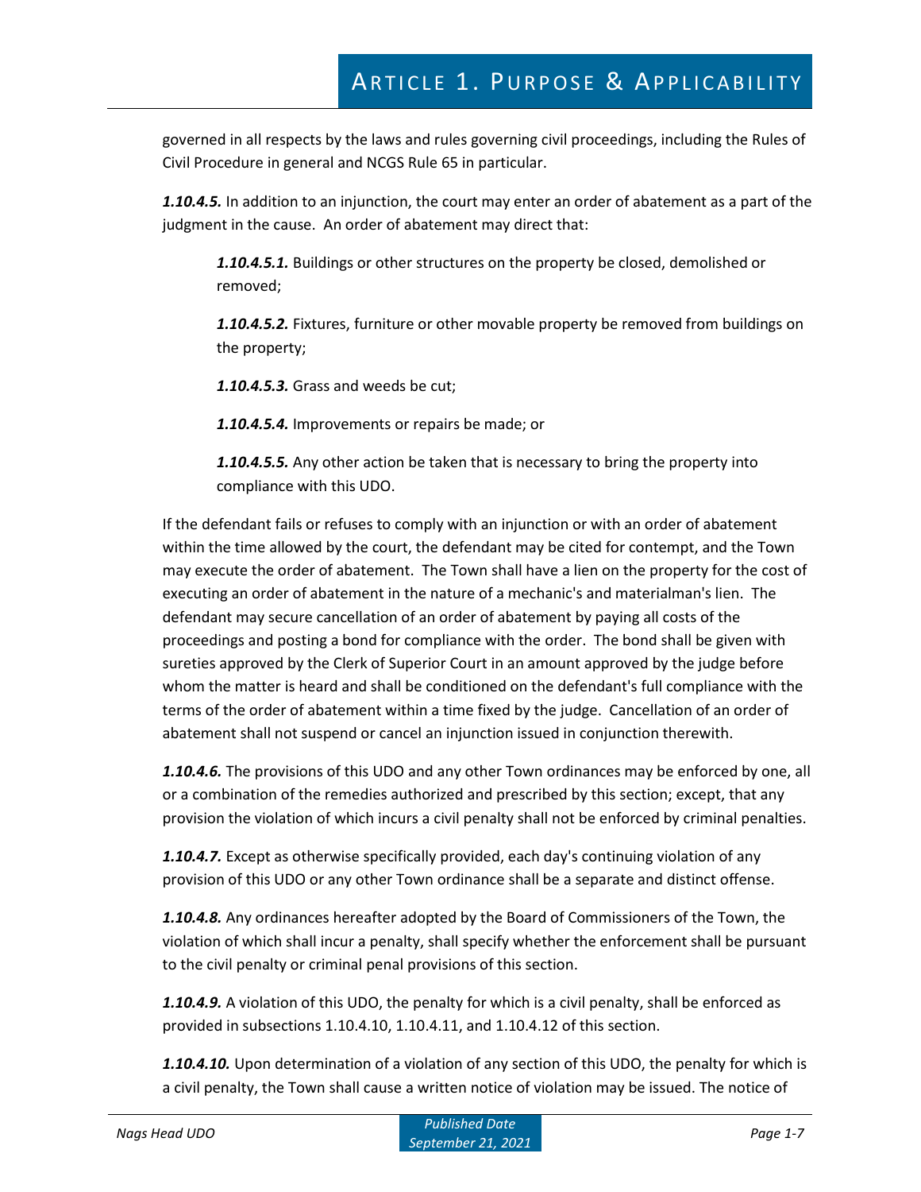governed in all respects by the laws and rules governing civil proceedings, including the Rules of Civil Procedure in general and NCGS Rule 65 in particular.

***1.10.4.5.*** In addition to an injunction, the court may enter an order of abatement as a part of the judgment in the cause. An order of abatement may direct that:

> ***1.10.4.5.1.*** Buildings or other structures on the property be closed, demolished or removed;
>
> ***1.10.4.5.2.*** Fixtures, furniture or other movable property be removed from buildings on the property;
>
> ***1.10.4.5.3.*** Grass and weeds be cut;
>
> ***1.10.4.5.4.*** Improvements or repairs be made; or
>
> ***1.10.4.5.5.*** Any other action be taken that is necessary to bring the property into compliance with this UDO.

If the defendant fails or refuses to comply with an injunction or with an order of abatement within the time allowed by the court, the defendant may be cited for contempt, and the Town may execute the order of abatement. The Town shall have a lien on the property for the cost of executing an order of abatement in the nature of a mechanic's and materialman's lien. The defendant may secure cancellation of an order of abatement by paying all costs of the proceedings and posting a bond for compliance with the order. The bond shall be given with sureties approved by the Clerk of Superior Court in an amount approved by the judge before whom the matter is heard and shall be conditioned on the defendant's full compliance with the terms of the order of abatement within a time fixed by the judge. Cancellation of an order of abatement shall not suspend or cancel an injunction issued in conjunction therewith.

***1.10.4.6.*** The provisions of this UDO and any other Town ordinances may be enforced by one, all or a combination of the remedies authorized and prescribed by this section; except, that any provision the violation of which incurs a civil penalty shall not be enforced by criminal penalties.

***1.10.4.7.*** Except as otherwise specifically provided, each day's continuing violation of any provision of this UDO or any other Town ordinance shall be a separate and distinct offense.

***1.10.4.8.*** Any ordinances hereafter adopted by the Board of Commissioners of the Town, the violation of which shall incur a penalty, shall specify whether the enforcement shall be pursuant to the civil penalty or criminal penal provisions of this section.

***1.10.4.9.*** A violation of this UDO, the penalty for which is a civil penalty, shall be enforced as provided in subsections 1.10.4.10, 1.10.4.11, and 1.10.4.12 of this section.

***1.10.4.10.*** Upon determination of a violation of any section of this UDO, the penalty for which is a civil penalty, the Town shall cause a written notice of violation may be issued. The notice of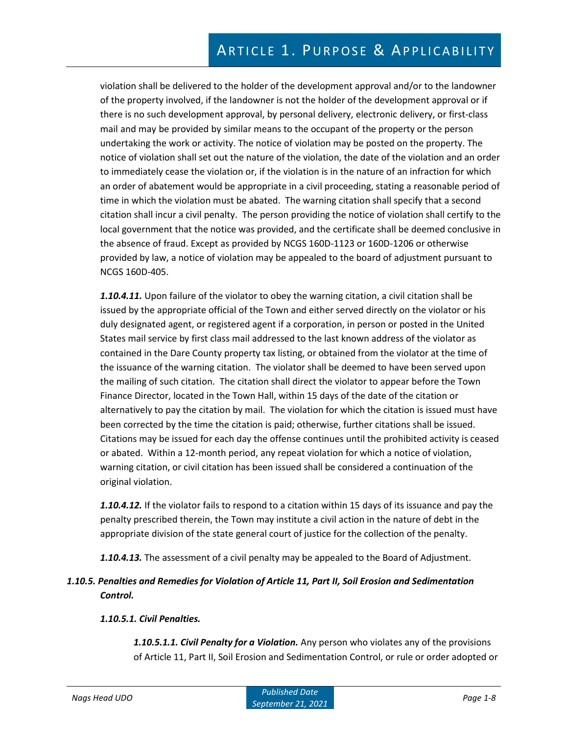violation shall be delivered to the holder of the development approval and/or to the landowner of the property involved, if the landowner is not the holder of the development approval or if there is no such development approval, by personal delivery, electronic delivery, or first-class mail and may be provided by similar means to the occupant of the property or the person undertaking the work or activity. The notice of violation may be posted on the property. The notice of violation shall set out the nature of the violation, the date of the violation and an order to immediately cease the violation or, if the violation is in the nature of an infraction for which an order of abatement would be appropriate in a civil proceeding, stating a reasonable period of time in which the violation must be abated. The warning citation shall specify that a second citation shall incur a civil penalty. The person providing the notice of violation shall certify to the local government that the notice was provided, and the certificate shall be deemed conclusive in the absence of fraud. Except as provided by NCGS 160D-1123 or 160D-1206 or otherwise provided by law, a notice of violation may be appealed to the board of adjustment pursuant to NCGS 160D-405.

***1.10.4.11.*** Upon failure of the violator to obey the warning citation, a civil citation shall be issued by the appropriate official of the Town and either served directly on the violator or his duly designated agent, or registered agent if a corporation, in person or posted in the United States mail service by first class mail addressed to the last known address of the violator as contained in the Dare County property tax listing, or obtained from the violator at the time of the issuance of the warning citation. The violator shall be deemed to have been served upon the mailing of such citation. The citation shall direct the violator to appear before the Town Finance Director, located in the Town Hall, within 15 days of the date of the citation or alternatively to pay the citation by mail. The violation for which the citation is issued must have been corrected by the time the citation is paid; otherwise, further citations shall be issued. Citations may be issued for each day the offense continues until the prohibited activity is ceased or abated. Within a 12-month period, any repeat violation for which a notice of violation, warning citation, or civil citation has been issued shall be considered a continuation of the original violation.

***1.10.4.12.*** If the violator fails to respond to a citation within 15 days of its issuance and pay the penalty prescribed therein, the Town may institute a civil action in the nature of debt in the appropriate division of the state general court of justice for the collection of the penalty.

***1.10.4.13.*** The assessment of a civil penalty may be appealed to the Board of Adjustment.

### *1.10.5. Penalties and Remedies for Violation of Article 11, Part II, Soil Erosion and Sedimentation Control.*

#### *1.10.5.1. Civil Penalties.*

***1.10.5.1.1. Civil Penalty for a Violation.*** Any person who violates any of the provisions of Article 11, Part II, Soil Erosion and Sedimentation Control, or rule or order adopted or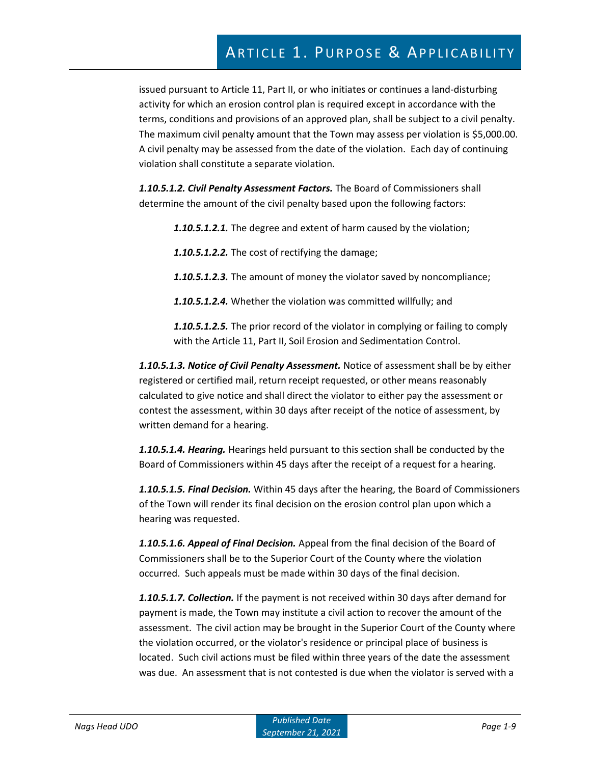issued pursuant to Article 11, Part II, or who initiates or continues a land-disturbing activity for which an erosion control plan is required except in accordance with the terms, conditions and provisions of an approved plan, shall be subject to a civil penalty. The maximum civil penalty amount that the Town may assess per violation is $5,000.00. A civil penalty may be assessed from the date of the violation. Each day of continuing violation shall constitute a separate violation.

***1.10.5.1.2. Civil Penalty Assessment Factors.*** The Board of Commissioners shall determine the amount of the civil penalty based upon the following factors:

> ***1.10.5.1.2.1.*** The degree and extent of harm caused by the violation;
>
> ***1.10.5.1.2.2.*** The cost of rectifying the damage;
>
> ***1.10.5.1.2.3.*** The amount of money the violator saved by noncompliance;
>
> ***1.10.5.1.2.4.*** Whether the violation was committed willfully; and
>
> ***1.10.5.1.2.5.*** The prior record of the violator in complying or failing to comply with the Article 11, Part II, Soil Erosion and Sedimentation Control.

***1.10.5.1.3. Notice of Civil Penalty Assessment.*** Notice of assessment shall be by either registered or certified mail, return receipt requested, or other means reasonably calculated to give notice and shall direct the violator to either pay the assessment or contest the assessment, within 30 days after receipt of the notice of assessment, by written demand for a hearing.

***1.10.5.1.4. Hearing.*** Hearings held pursuant to this section shall be conducted by the Board of Commissioners within 45 days after the receipt of a request for a hearing.

***1.10.5.1.5. Final Decision.*** Within 45 days after the hearing, the Board of Commissioners of the Town will render its final decision on the erosion control plan upon which a hearing was requested.

***1.10.5.1.6. Appeal of Final Decision.*** Appeal from the final decision of the Board of Commissioners shall be to the Superior Court of the County where the violation occurred. Such appeals must be made within 30 days of the final decision.

***1.10.5.1.7. Collection.*** If the payment is not received within 30 days after demand for payment is made, the Town may institute a civil action to recover the amount of the assessment. The civil action may be brought in the Superior Court of the County where the violation occurred, or the violator's residence or principal place of business is located. Such civil actions must be filed within three years of the date the assessment was due. An assessment that is not contested is due when the violator is served with a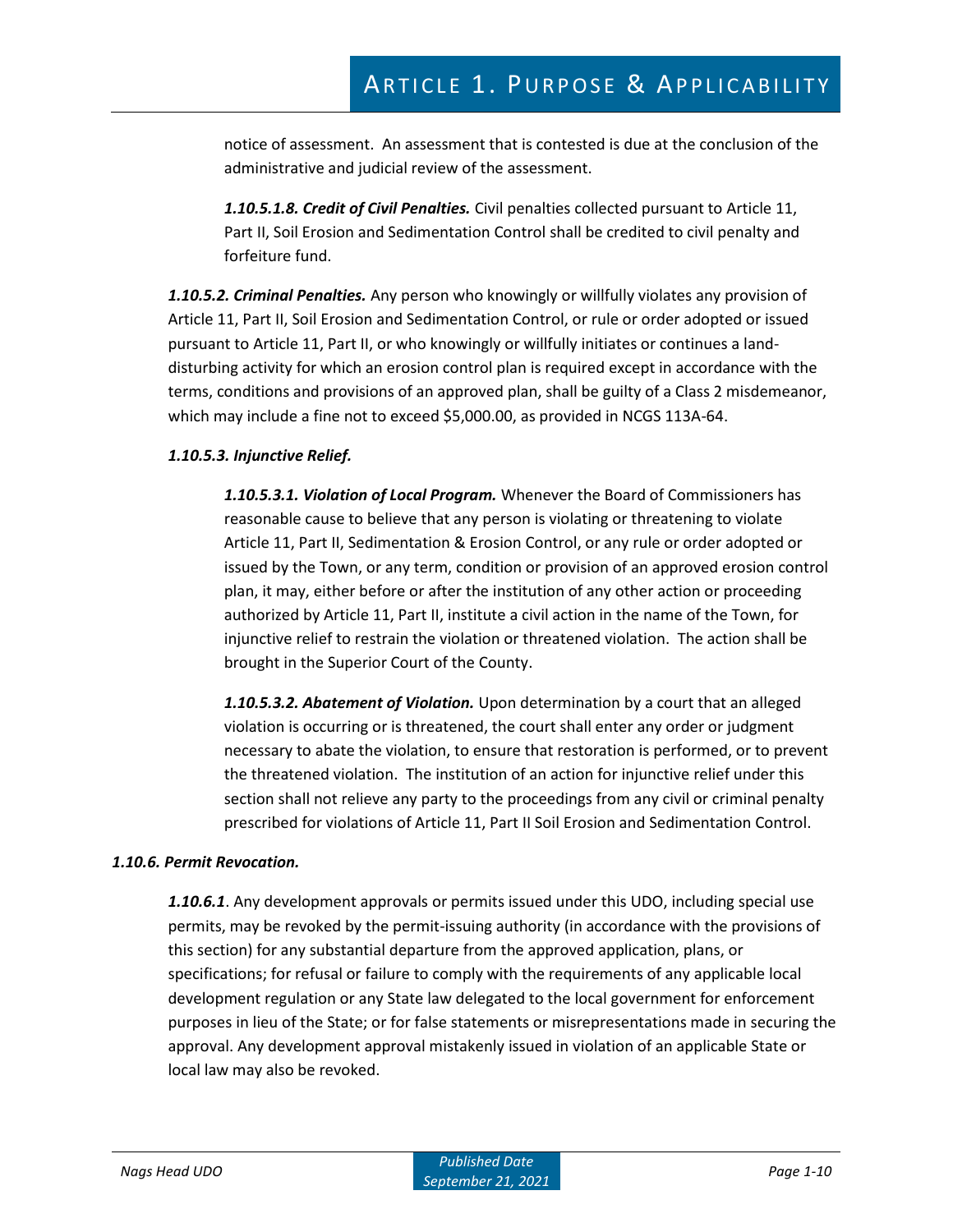notice of assessment. An assessment that is contested is due at the conclusion of the administrative and judicial review of the assessment.

***1.10.5.1.8. Credit of Civil Penalties.*** Civil penalties collected pursuant to Article 11, Part II, Soil Erosion and Sedimentation Control shall be credited to civil penalty and forfeiture fund.

***1.10.5.2. Criminal Penalties.*** Any person who knowingly or willfully violates any provision of Article 11, Part II, Soil Erosion and Sedimentation Control, or rule or order adopted or issued pursuant to Article 11, Part II, or who knowingly or willfully initiates or continues a land-disturbing activity for which an erosion control plan is required except in accordance with the terms, conditions and provisions of an approved plan, shall be guilty of a Class 2 misdemeanor, which may include a fine not to exceed $5,000.00, as provided in NCGS 113A-64.

***1.10.5.3. Injunctive Relief.***

***1.10.5.3.1. Violation of Local Program.*** Whenever the Board of Commissioners has reasonable cause to believe that any person is violating or threatening to violate Article 11, Part II, Sedimentation & Erosion Control, or any rule or order adopted or issued by the Town, or any term, condition or provision of an approved erosion control plan, it may, either before or after the institution of any other action or proceeding authorized by Article 11, Part II, institute a civil action in the name of the Town, for injunctive relief to restrain the violation or threatened violation. The action shall be brought in the Superior Court of the County.

***1.10.5.3.2. Abatement of Violation.*** Upon determination by a court that an alleged violation is occurring or is threatened, the court shall enter any order or judgment necessary to abate the violation, to ensure that restoration is performed, or to prevent the threatened violation. The institution of an action for injunctive relief under this section shall not relieve any party to the proceedings from any civil or criminal penalty prescribed for violations of Article 11, Part II Soil Erosion and Sedimentation Control.

***1.10.6. Permit Revocation.***

***1.10.6.1***. Any development approvals or permits issued under this UDO, including special use permits, may be revoked by the permit-issuing authority (in accordance with the provisions of this section) for any substantial departure from the approved application, plans, or specifications; for refusal or failure to comply with the requirements of any applicable local development regulation or any State law delegated to the local government for enforcement purposes in lieu of the State; or for false statements or misrepresentations made in securing the approval. Any development approval mistakenly issued in violation of an applicable State or local law may also be revoked.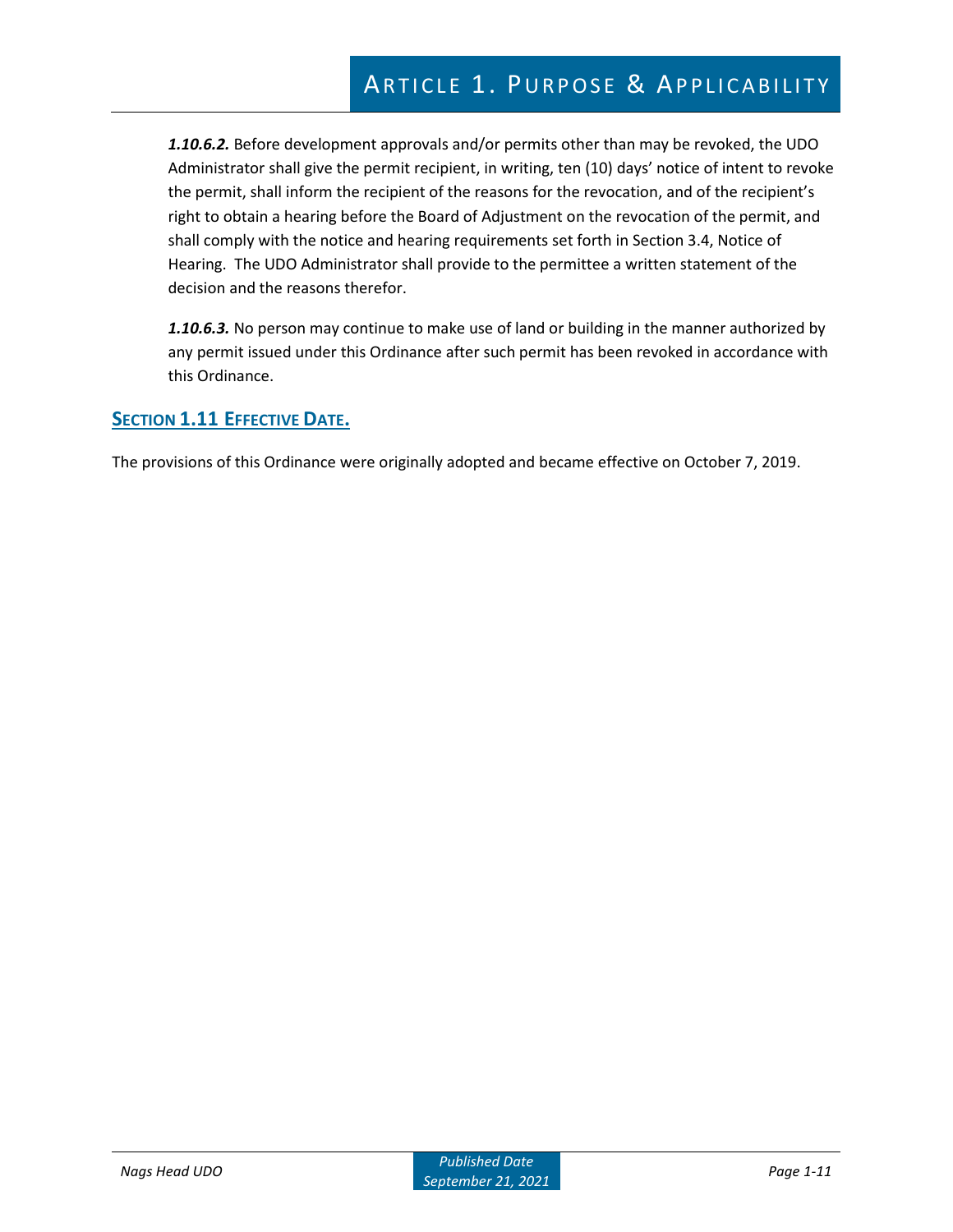***1.10.6.2.*** Before development approvals and/or permits other than may be revoked, the UDO Administrator shall give the permit recipient, in writing, ten (10) days' notice of intent to revoke the permit, shall inform the recipient of the reasons for the revocation, and of the recipient's right to obtain a hearing before the Board of Adjustment on the revocation of the permit, and shall comply with the notice and hearing requirements set forth in Section 3.4, Notice of Hearing. The UDO Administrator shall provide to the permittee a written statement of the decision and the reasons therefor.

***1.10.6.3.*** No person may continue to make use of land or building in the manner authorized by any permit issued under this Ordinance after such permit has been revoked in accordance with this Ordinance.

## SECTION 1.11 EFFECTIVE DATE.

The provisions of this Ordinance were originally adopted and became effective on October 7, 2019.